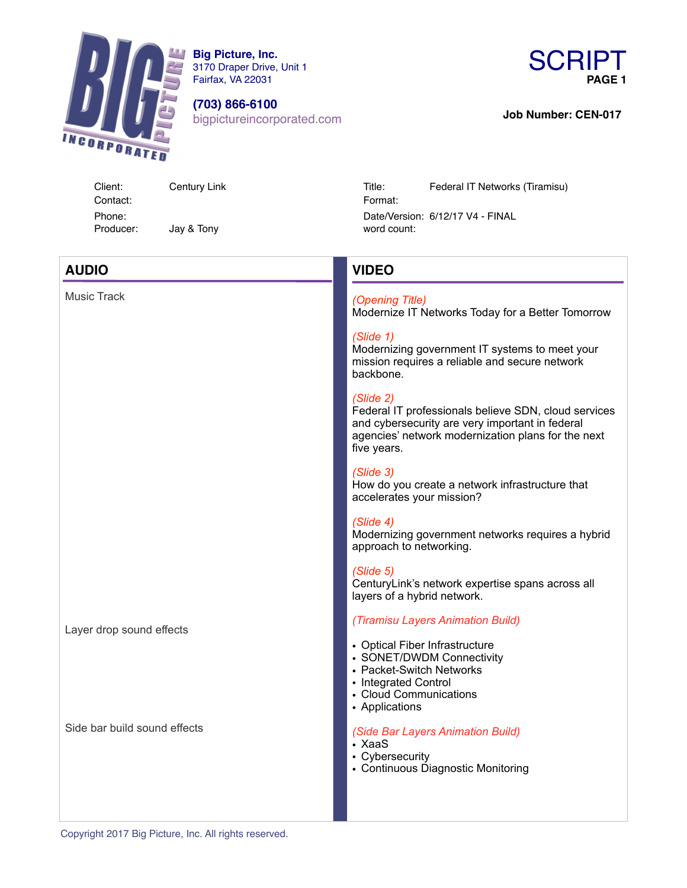**Big Picture, Inc.**
3170 Draper Drive, Unit 1
Fairfax, VA 22031

**(703) 866-6100**
bigpictureincorporated.com

# SCRIPT
**PAGE 1**

**Job Number: CEN-017**

| | | | |
|---|---|---|---|
| Client: | Century Link | Title: | Federal IT Networks (Tiramisu) |
| Contact: | | Format: | |
| Phone: | | Date/Version: | 6/12/17 V4 - FINAL |
| Producer: | Jay & Tony | word count: | |

| AUDIO | VIDEO |
|---|---|
| Music Track | *(Opening Title)* Modernize IT Networks Today for a Better Tomorrow |
| | *(Slide 1)* Modernizing government IT systems to meet your mission requires a reliable and secure network backbone. |
| | *(Slide 2)* Federal IT professionals believe SDN, cloud services and cybersecurity are very important in federal agencies' network modernization plans for the next five years. |
| | *(Slide 3)* How do you create a network infrastructure that accelerates your mission? |
| | *(Slide 4)* Modernizing government networks requires a hybrid approach to networking. |
| | *(Slide 5)* CenturyLink's network expertise spans across all layers of a hybrid network. |
| Layer drop sound effects | *(Tiramisu Layers Animation Build)*<br>• Optical Fiber Infrastructure<br>• SONET/DWDM Connectivity<br>• Packet-Switch Networks<br>• Integrated Control<br>• Cloud Communications<br>• Applications |
| Side bar build sound effects | *(Side Bar Layers Animation Build)*<br>• XaaS<br>• Cybersecurity<br>• Continuous Diagnostic Monitoring |

Copyright 2017 Big Picture, Inc. All rights reserved.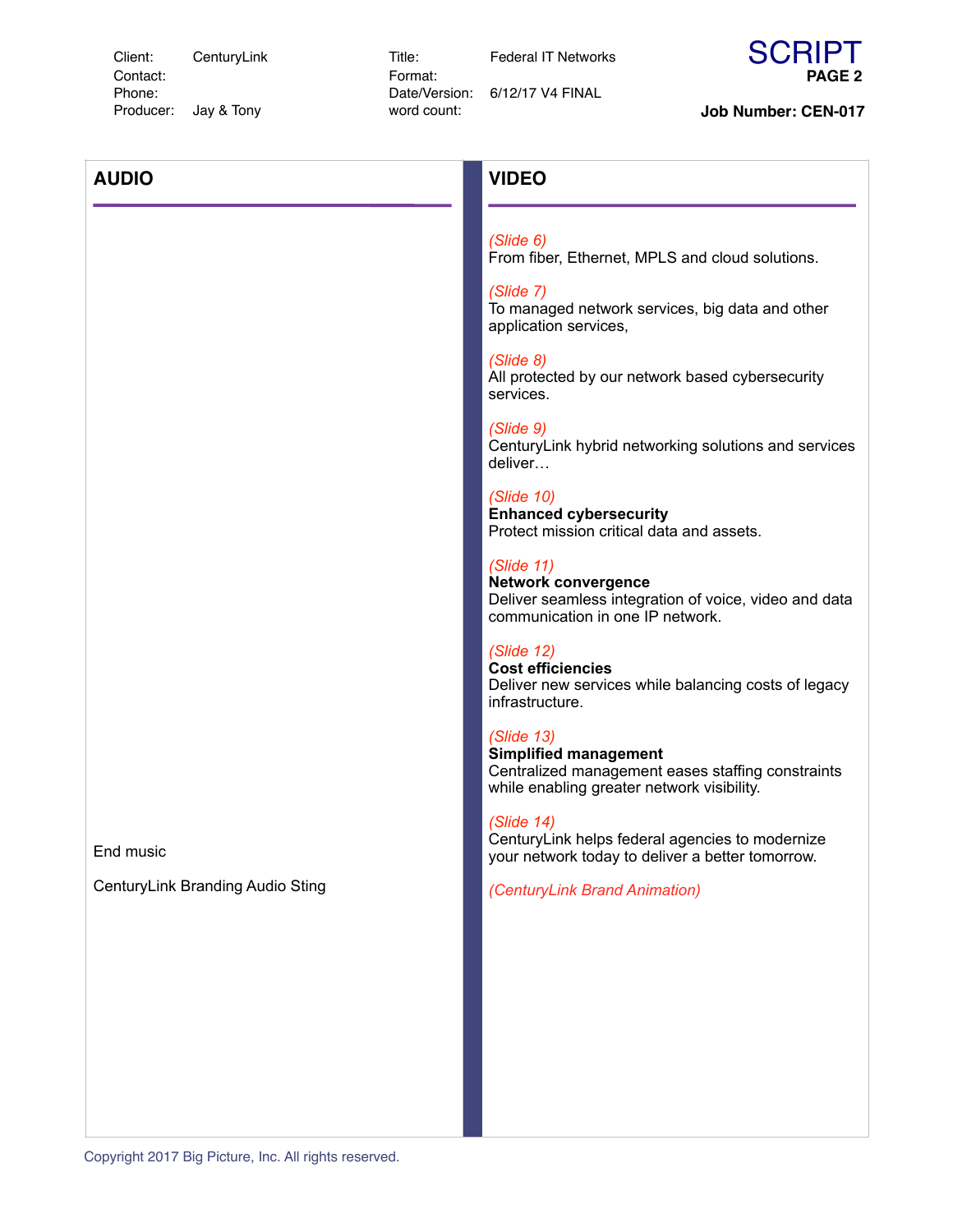| Client: | CenturyLink | Title: | Federal IT Networks |
| --- | --- | --- | --- |
| Contact: | | Format: | |
| Phone: | | Date/Version: | 6/12/17 V4 FINAL |
| Producer: | Jay & Tony | word count: | |

# SCRIPT

**PAGE 2**

**Job Number: CEN-017**

| AUDIO | VIDEO |
| --- | --- |
| | *(Slide 6)* From fiber, Ethernet, MPLS and cloud solutions. |
| | *(Slide 7)* To managed network services, big data and other application services, |
| | *(Slide 8)* All protected by our network based cybersecurity services. |
| | *(Slide 9)* CenturyLink hybrid networking solutions and services deliver… |
| | *(Slide 10)* **Enhanced cybersecurity** Protect mission critical data and assets. |
| | *(Slide 11)* **Network convergence** Deliver seamless integration of voice, video and data communication in one IP network. |
| | *(Slide 12)* **Cost efficiencies** Deliver new services while balancing costs of legacy infrastructure. |
| | *(Slide 13)* **Simplified management** Centralized management eases staffing constraints while enabling greater network visibility. |
| End music | *(Slide 14)* CenturyLink helps federal agencies to modernize your network today to deliver a better tomorrow. |
| CenturyLink Branding Audio Sting | *(CenturyLink Brand Animation)* |

Copyright 2017 Big Picture, Inc. All rights reserved.